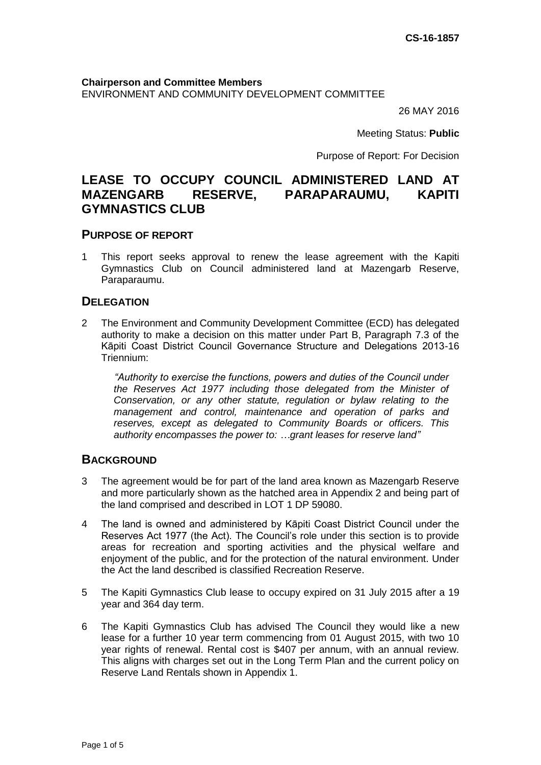**CS-16-1857**

**Chairperson and Committee Members**
ENVIRONMENT AND COMMUNITY DEVELOPMENT COMMITTEE

26 MAY 2016

Meeting Status: **Public**

Purpose of Report: For Decision

# LEASE TO OCCUPY COUNCIL ADMINISTERED LAND AT MAZENGARB RESERVE, PARAPARAUMU, KAPITI GYMNASTICS CLUB

## PURPOSE OF REPORT

1 This report seeks approval to renew the lease agreement with the Kapiti Gymnastics Club on Council administered land at Mazengarb Reserve, Paraparaumu.

## DELEGATION

2 The Environment and Community Development Committee (ECD) has delegated authority to make a decision on this matter under Part B, Paragraph 7.3 of the Kāpiti Coast District Council Governance Structure and Delegations 2013-16 Triennium:

> *"Authority to exercise the functions, powers and duties of the Council under the Reserves Act 1977 including those delegated from the Minister of Conservation, or any other statute, regulation or bylaw relating to the management and control, maintenance and operation of parks and reserves, except as delegated to Community Boards or officers. This authority encompasses the power to: …grant leases for reserve land"*

## BACKGROUND

3 The agreement would be for part of the land area known as Mazengarb Reserve and more particularly shown as the hatched area in Appendix 2 and being part of the land comprised and described in LOT 1 DP 59080.

4 The land is owned and administered by Kāpiti Coast District Council under the Reserves Act 1977 (the Act). The Council's role under this section is to provide areas for recreation and sporting activities and the physical welfare and enjoyment of the public, and for the protection of the natural environment. Under the Act the land described is classified Recreation Reserve.

5 The Kapiti Gymnastics Club lease to occupy expired on 31 July 2015 after a 19 year and 364 day term.

6 The Kapiti Gymnastics Club has advised The Council they would like a new lease for a further 10 year term commencing from 01 August 2015, with two 10 year rights of renewal. Rental cost is $407 per annum, with an annual review. This aligns with charges set out in the Long Term Plan and the current policy on Reserve Land Rentals shown in Appendix 1.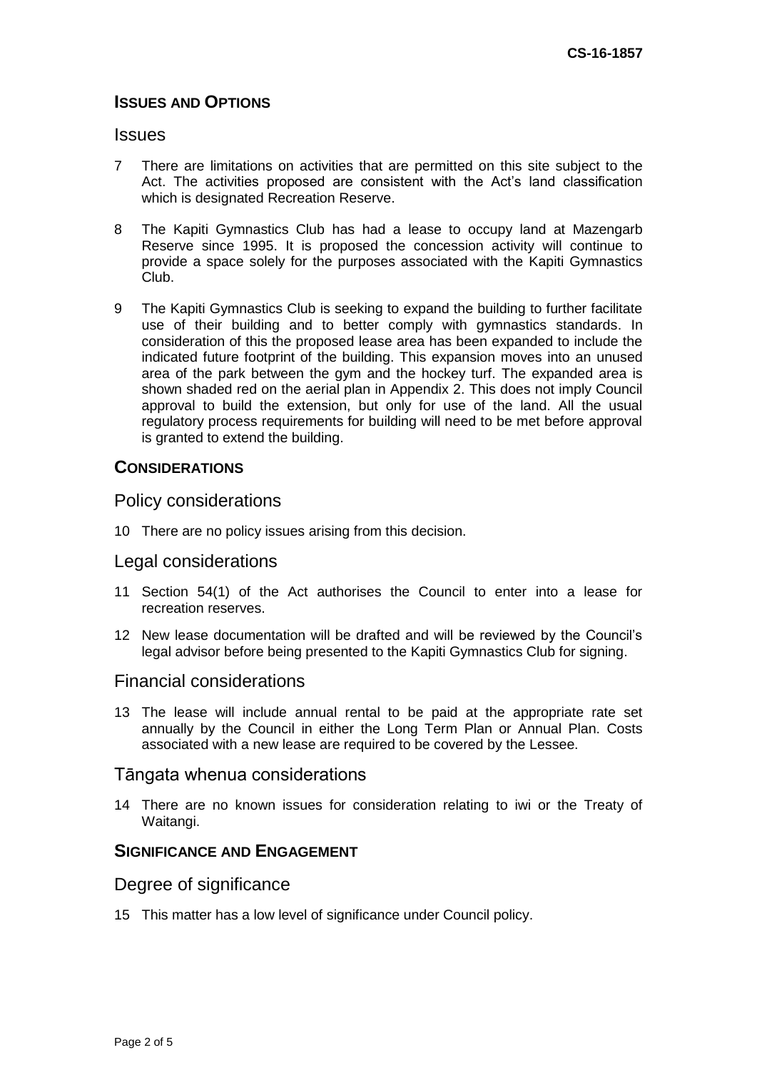## ISSUES AND OPTIONS

### Issues

7 There are limitations on activities that are permitted on this site subject to the Act. The activities proposed are consistent with the Act's land classification which is designated Recreation Reserve.

8 The Kapiti Gymnastics Club has had a lease to occupy land at Mazengarb Reserve since 1995. It is proposed the concession activity will continue to provide a space solely for the purposes associated with the Kapiti Gymnastics Club.

9 The Kapiti Gymnastics Club is seeking to expand the building to further facilitate use of their building and to better comply with gymnastics standards. In consideration of this the proposed lease area has been expanded to include the indicated future footprint of the building. This expansion moves into an unused area of the park between the gym and the hockey turf. The expanded area is shown shaded red on the aerial plan in Appendix 2. This does not imply Council approval to build the extension, but only for use of the land. All the usual regulatory process requirements for building will need to be met before approval is granted to extend the building.

## CONSIDERATIONS

### Policy considerations

10 There are no policy issues arising from this decision.

### Legal considerations

11 Section 54(1) of the Act authorises the Council to enter into a lease for recreation reserves.

12 New lease documentation will be drafted and will be reviewed by the Council's legal advisor before being presented to the Kapiti Gymnastics Club for signing.

### Financial considerations

13 The lease will include annual rental to be paid at the appropriate rate set annually by the Council in either the Long Term Plan or Annual Plan. Costs associated with a new lease are required to be covered by the Lessee.

### Tāngata whenua considerations

14 There are no known issues for consideration relating to iwi or the Treaty of Waitangi.

## SIGNIFICANCE AND ENGAGEMENT

### Degree of significance

15 This matter has a low level of significance under Council policy.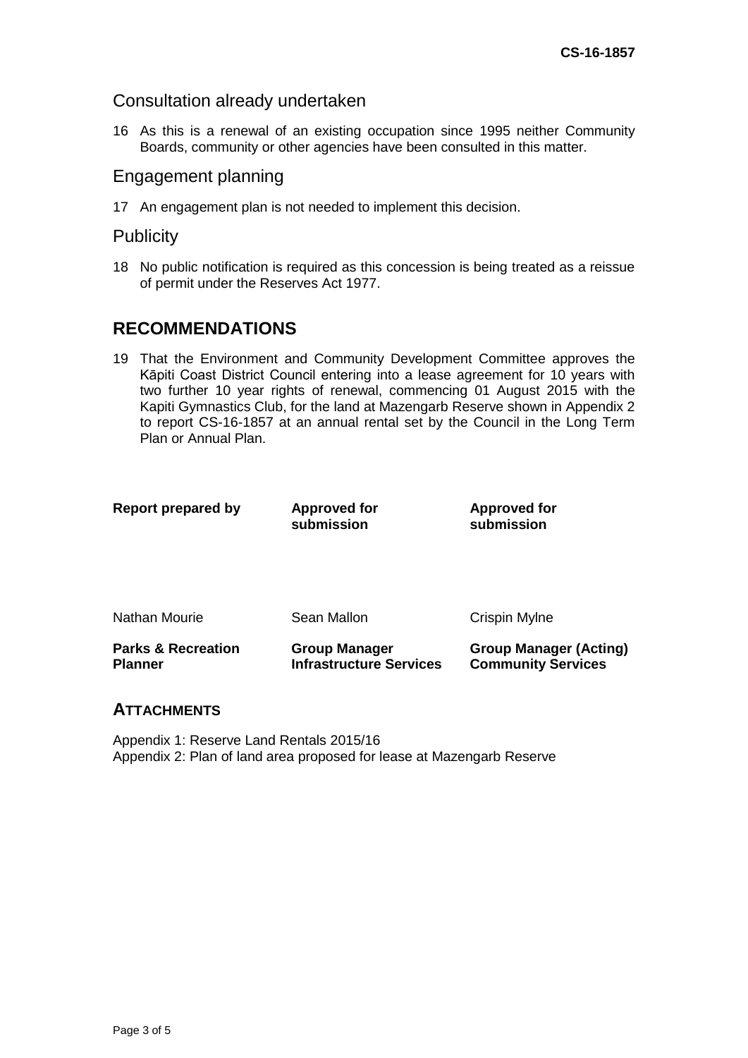## Consultation already undertaken

16 As this is a renewal of an existing occupation since 1995 neither Community Boards, community or other agencies have been consulted in this matter.

## Engagement planning

17 An engagement plan is not needed to implement this decision.

## Publicity

18 No public notification is required as this concession is being treated as a reissue of permit under the Reserves Act 1977.

# RECOMMENDATIONS

19 That the Environment and Community Development Committee approves the Kāpiti Coast District Council entering into a lease agreement for 10 years with two further 10 year rights of renewal, commencing 01 August 2015 with the Kapiti Gymnastics Club, for the land at Mazengarb Reserve shown in Appendix 2 to report CS-16-1857 at an annual rental set by the Council in the Long Term Plan or Annual Plan.

| **Report prepared by** | **Approved for submission** | **Approved for submission** |
|---|---|---|
| Nathan Mourie | Sean Mallon | Crispin Mylne |
| **Parks & Recreation Planner** | **Group Manager Infrastructure Services** | **Group Manager (Acting) Community Services** |

## ATTACHMENTS

Appendix 1: Reserve Land Rentals 2015/16
Appendix 2: Plan of land area proposed for lease at Mazengarb Reserve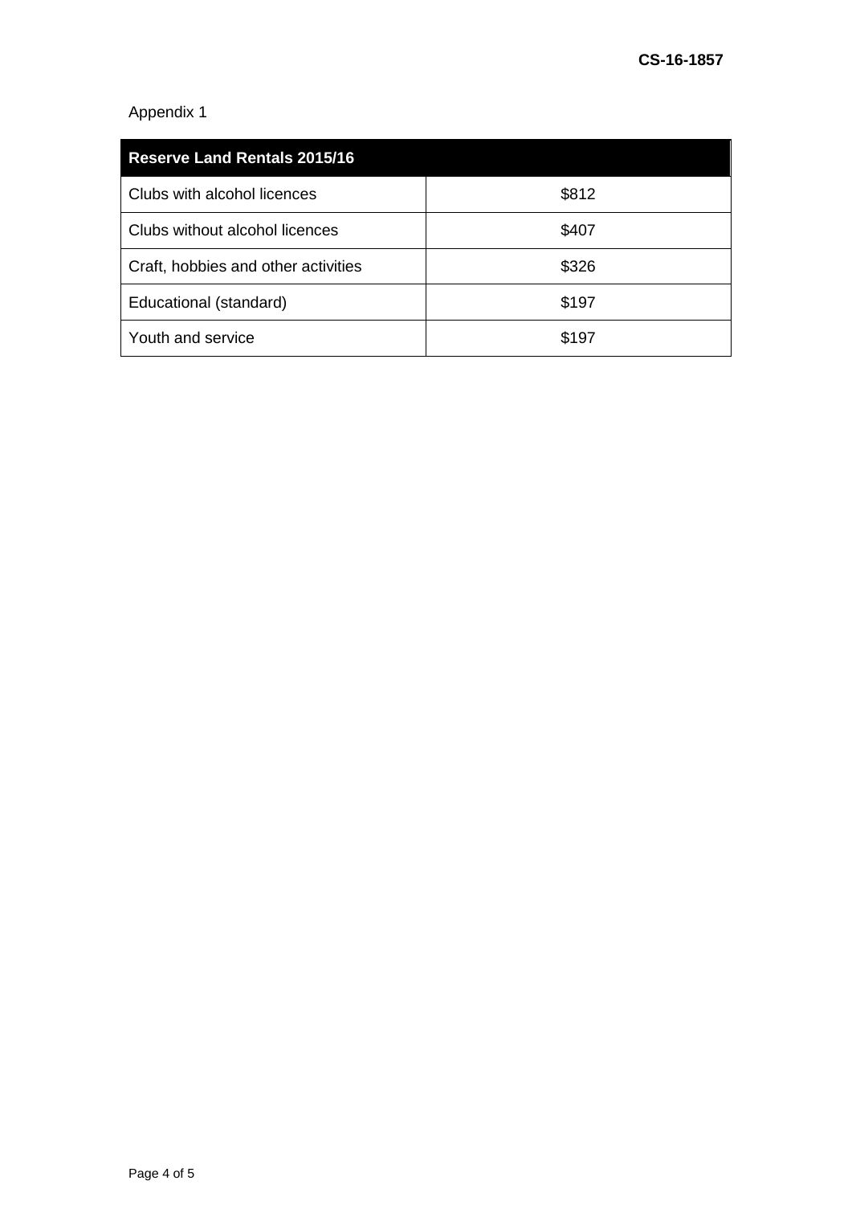Appendix 1

| Reserve Land Rentals 2015/16 | |
| --- | --- |
| Clubs with alcohol licences | $812 |
| Clubs without alcohol licences | $407 |
| Craft, hobbies and other activities | $326 |
| Educational (standard) | $197 |
| Youth and service | $197 |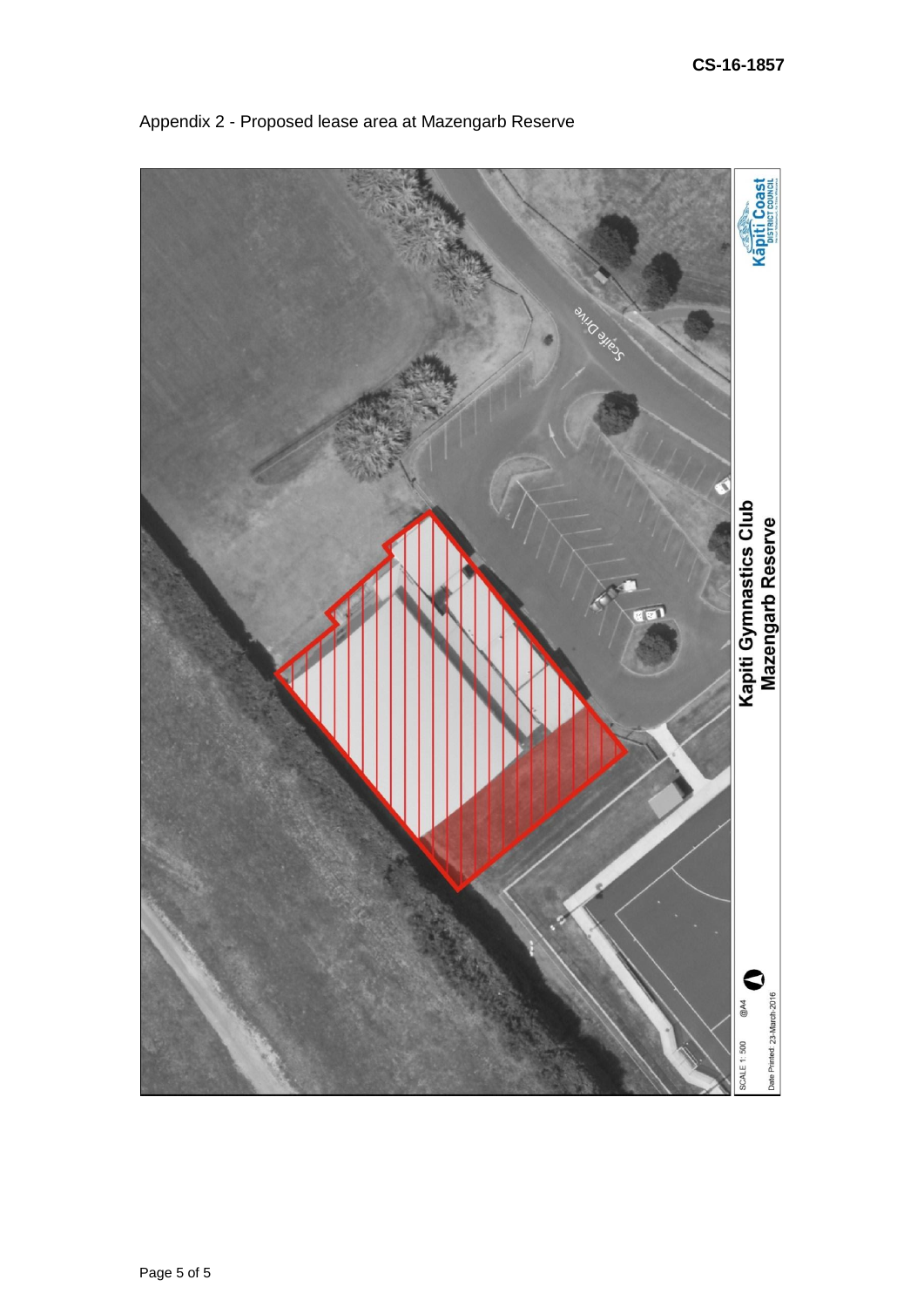Appendix 2 - Proposed lease area at Mazengarb Reserve

Scaife Drive

Kapiti Gymnastics Club
Mazengarb Reserve

Kāpiti Coast DISTRICT COUNCIL

SCALE 1: 500 @A4

Date Printed: 23-March-2016